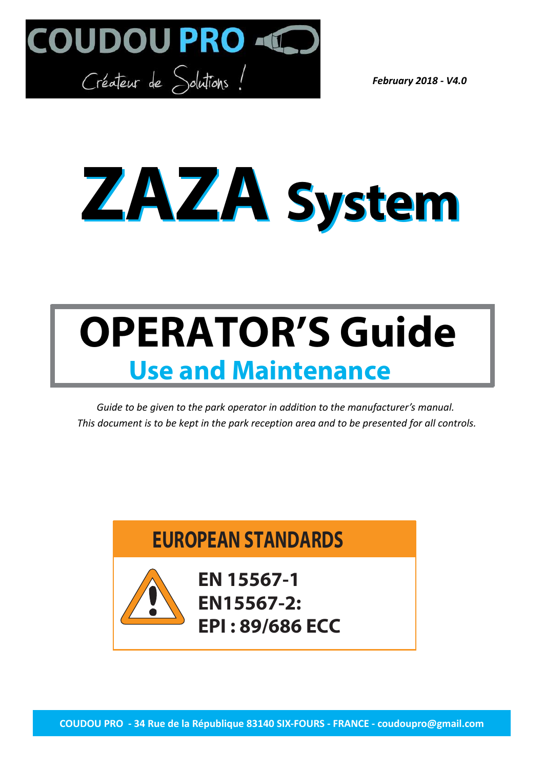COUDOU PRO

Créateur de Solutions !

***February 2018 - V4.0***

# ZAZA System

# OPERATOR'S Guide

## Use and Maintenance

*Guide to be given to the park operator in addition to the manufacturer's manual.*
*This document is to be kept in the park reception area and to be presented for all controls.*

## EUROPEAN STANDARDS

**EN 15567-1**
**EN15567-2:**
**EPI : 89/686 ECC**

**COUDOU PRO - 34 Rue de la République 83140 SIX-FOURS - FRANCE - coudoupro@gmail.com**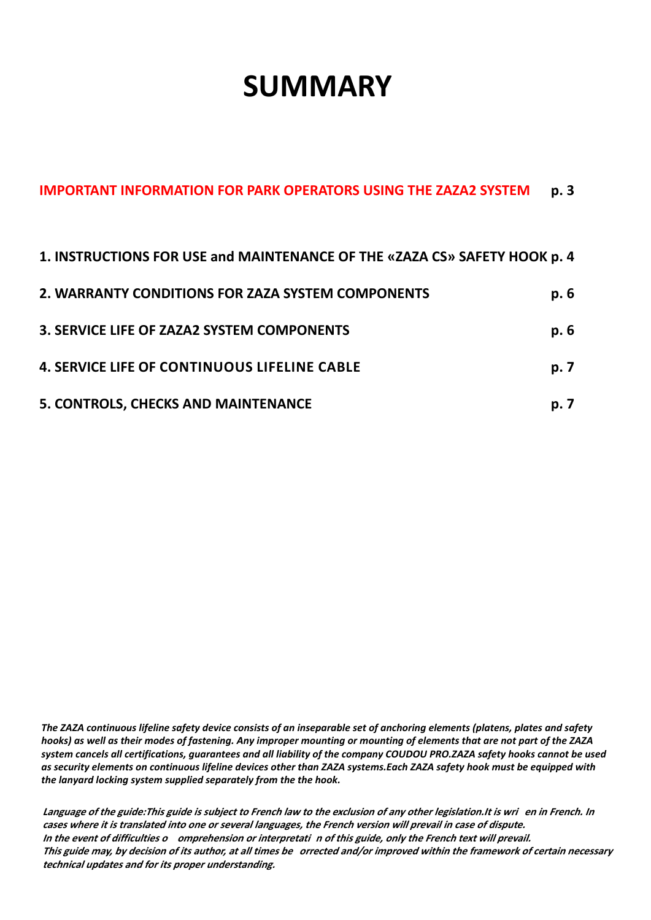# SUMMARY

**IMPORTANT INFORMATION FOR PARK OPERATORS USING THE ZAZA2 SYSTEM p. 3**

**1. INSTRUCTIONS FOR USE and MAINTENANCE OF THE «ZAZA CS» SAFETY HOOK p. 4**

**2. WARRANTY CONDITIONS FOR ZAZA SYSTEM COMPONENTS p. 6**

**3. SERVICE LIFE OF ZAZA2 SYSTEM COMPONENTS p. 6**

**4. SERVICE LIFE OF CONTINUOUS LIFELINE CABLE p. 7**

**5. CONTROLS, CHECKS AND MAINTENANCE p. 7**

***The ZAZA continuous lifeline safety device consists of an inseparable set of anchoring elements (platens, plates and safety hooks) as well as their modes of fastening. Any improper mounting or mounting of elements that are not part of the ZAZA system cancels all certifications, guarantees and all liability of the company COUDOU PRO.ZAZA safety hooks cannot be used as security elements on continuous lifeline devices other than ZAZA systems.Each ZAZA safety hook must be equipped with the lanyard locking system supplied separately from the the hook.***

***Language of the guide:This guide is subject to French law to the exclusion of any other legislation.It is wri en in French. In cases where it is translated into one or several languages, the French version will prevail in case of dispute.***
***In the event of difficulties o omprehension or interpretati n of this guide, only the French text will prevail.***
***This guide may, by decision of its author, at all times be orrected and/or improved within the framework of certain necessary technical updates and for its proper understanding.***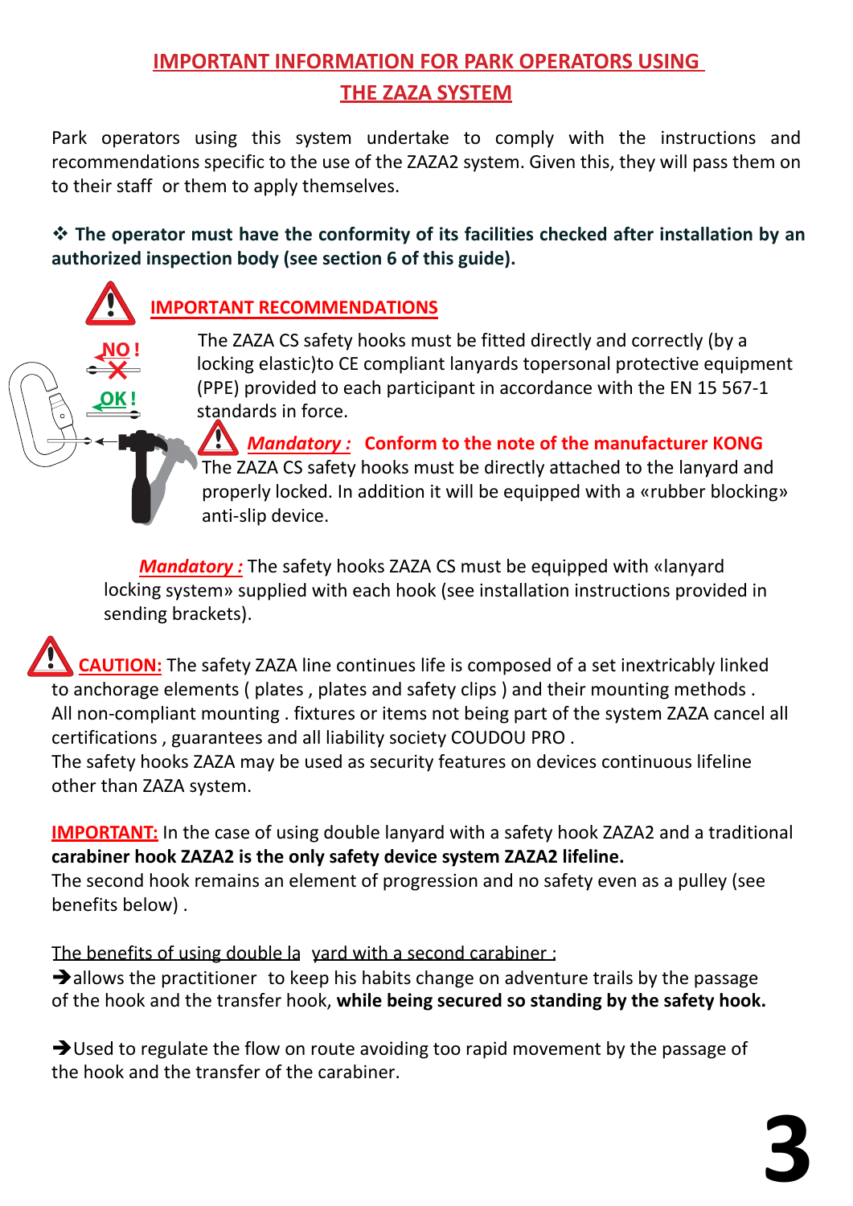# IMPORTANT INFORMATION FOR PARK OPERATORS USING THE ZAZA SYSTEM

Park operators using this system undertake to comply with the instructions and recommendations specific to the use of the ZAZA2 system. Given this, they will pass them on to their staff or them to apply themselves.

❖ **The operator must have the conformity of its facilities checked after installation by an authorized inspection body (see section 6 of this guide).**

## IMPORTANT RECOMMENDATIONS

NO !

OK !

The ZAZA CS safety hooks must be fitted directly and correctly (by a locking elastic)to CE compliant lanyards topersonal protective equipment (PPE) provided to each participant in accordance with the EN 15 567-1 standards in force.

***Mandatory :*** **Conform to the note of the manufacturer KONG**
The ZAZA CS safety hooks must be directly attached to the lanyard and properly locked. In addition it will be equipped with a «rubber blocking» anti-slip device.

***Mandatory :*** The safety hooks ZAZA CS must be equipped with «lanyard locking system» supplied with each hook (see installation instructions provided in sending brackets).

**CAUTION:** The safety ZAZA line continues life is composed of a set inextricably linked to anchorage elements ( plates , plates and safety clips ) and their mounting methods .
All non-compliant mounting . fixtures or items not being part of the system ZAZA cancel all certifications , guarantees and all liability society COUDOU PRO .
The safety hooks ZAZA may be used as security features on devices continuous lifeline other than ZAZA system.

**IMPORTANT:** In the case of using double lanyard with a safety hook ZAZA2 and a traditional **carabiner hook ZAZA2 is the only safety device system ZAZA2 lifeline.**
The second hook remains an element of progression and no safety even as a pulley (see benefits below) .

The benefits of using double la yard with a second carabiner :

➔allows the practitioner to keep his habits change on adventure trails by the passage of the hook and the transfer hook, **while being secured so standing by the safety hook.**

➔Used to regulate the flow on route avoiding too rapid movement by the passage of the hook and the transfer of the carabiner.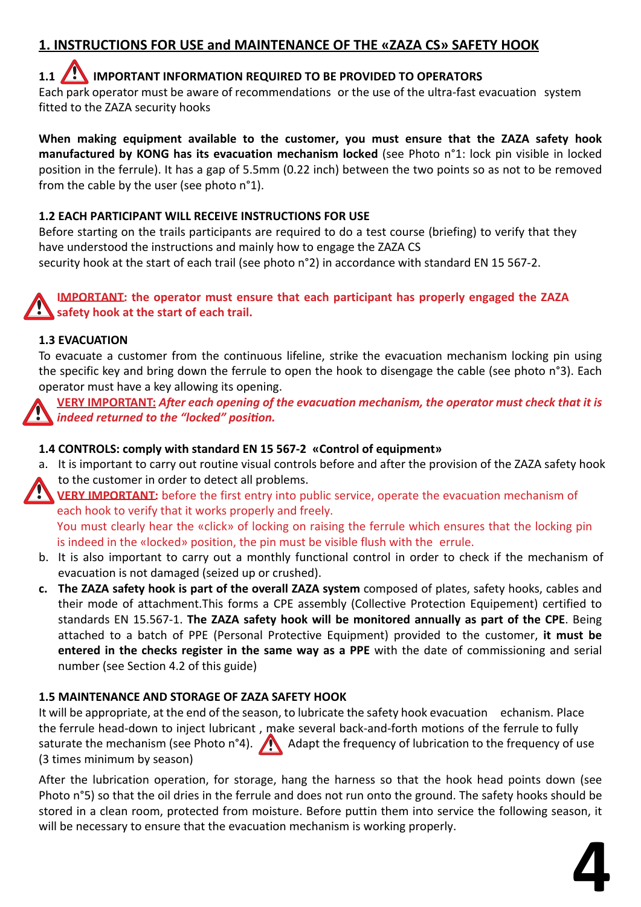## 1. INSTRUCTIONS FOR USE and MAINTENANCE OF THE «ZAZA CS» SAFETY HOOK

### 1.1 ⚠ IMPORTANT INFORMATION REQUIRED TO BE PROVIDED TO OPERATORS

Each park operator must be aware of recommendations or the use of the ultra-fast evacuation system fitted to the ZAZA security hooks

**When making equipment available to the customer, you must ensure that the ZAZA safety hook manufactured by KONG has its evacuation mechanism locked** (see Photo n°1: lock pin visible in locked position in the ferrule). It has a gap of 5.5mm (0.22 inch) between the two points so as not to be removed from the cable by the user (see photo n°1).

### 1.2 EACH PARTICIPANT WILL RECEIVE INSTRUCTIONS FOR USE

Before starting on the trails participants are required to do a test course (briefing) to verify that they have understood the instructions and mainly how to engage the ZAZA CS security hook at the start of each trail (see photo n°2) in accordance with standard EN 15 567-2.

⚠ **IMPORTANT: the operator must ensure that each participant has properly engaged the ZAZA safety hook at the start of each trail.**

### 1.3 EVACUATION

To evacuate a customer from the continuous lifeline, strike the evacuation mechanism locking pin using the specific key and bring down the ferrule to open the hook to disengage the cable (see photo n°3). Each operator must have a key allowing its opening.

⚠ VERY IMPORTANT: *After each opening of the evacuation mechanism, the operator must check that it is indeed returned to the "locked" position.*

### 1.4 CONTROLS: comply with standard EN 15 567-2 «Control of equipment»

a. It is important to carry out routine visual controls before and after the provision of the ZAZA safety hook to the customer in order to detect all problems.

   ⚠ VERY IMPORTANT: before the first entry into public service, operate the evacuation mechanism of each hook to verify that it works properly and freely.
   You must clearly hear the «click» of locking on raising the ferrule which ensures that the locking pin is indeed in the «locked» position, the pin must be visible flush with the errule.

b. It is also important to carry out a monthly functional control in order to check if the mechanism of evacuation is not damaged (seized up or crushed).

**c. The ZAZA safety hook is part of the overall ZAZA system** composed of plates, safety hooks, cables and their mode of attachment.This forms a CPE assembly (Collective Protection Equipement) certified to standards EN 15.567-1. **The ZAZA safety hook will be monitored annually as part of the CPE**. Being attached to a batch of PPE (Personal Protective Equipment) provided to the customer, **it must be entered in the checks register in the same way as a PPE** with the date of commissioning and serial number (see Section 4.2 of this guide)

### 1.5 MAINTENANCE AND STORAGE OF ZAZA SAFETY HOOK

It will be appropriate, at the end of the season, to lubricate the safety hook evacuation echanism. Place the ferrule head-down to inject lubricant , make several back-and-forth motions of the ferrule to fully saturate the mechanism (see Photo n°4). ⚠ Adapt the frequency of lubrication to the frequency of use (3 times minimum by season)

After the lubrication operation, for storage, hang the harness so that the hook head points down (see Photo n°5) so that the oil dries in the ferrule and does not run onto the ground. The safety hooks should be stored in a clean room, protected from moisture. Before puttin them into service the following season, it will be necessary to ensure that the evacuation mechanism is working properly.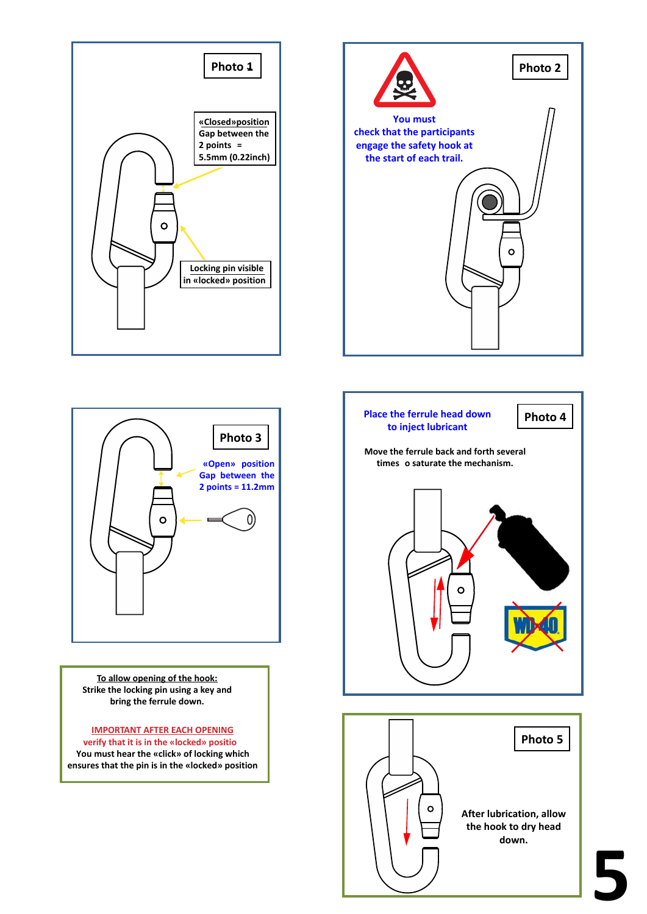**Photo 1**

«Closed»position
Gap between the 2 points = 5.5mm (0.22inch)

Locking pin visible in «locked» position

**Photo 2**

You must check that the participants engage the safety hook at the start of each trail.

**Photo 3**

«Open» position
Gap between the 2 points = 11.2mm

**To allow opening of the hook:**
Strike the locking pin using a key and bring the ferrule down.

**IMPORTANT AFTER EACH OPENING**
verify that it is in the «locked» positio
You must hear the «click» of locking which ensures that the pin is in the «locked» position

**Photo 4**

Place the ferrule head down to inject lubricant

Move the ferrule back and forth several times o saturate the mechanism.

**Photo 5**

After lubrication, allow the hook to dry head down.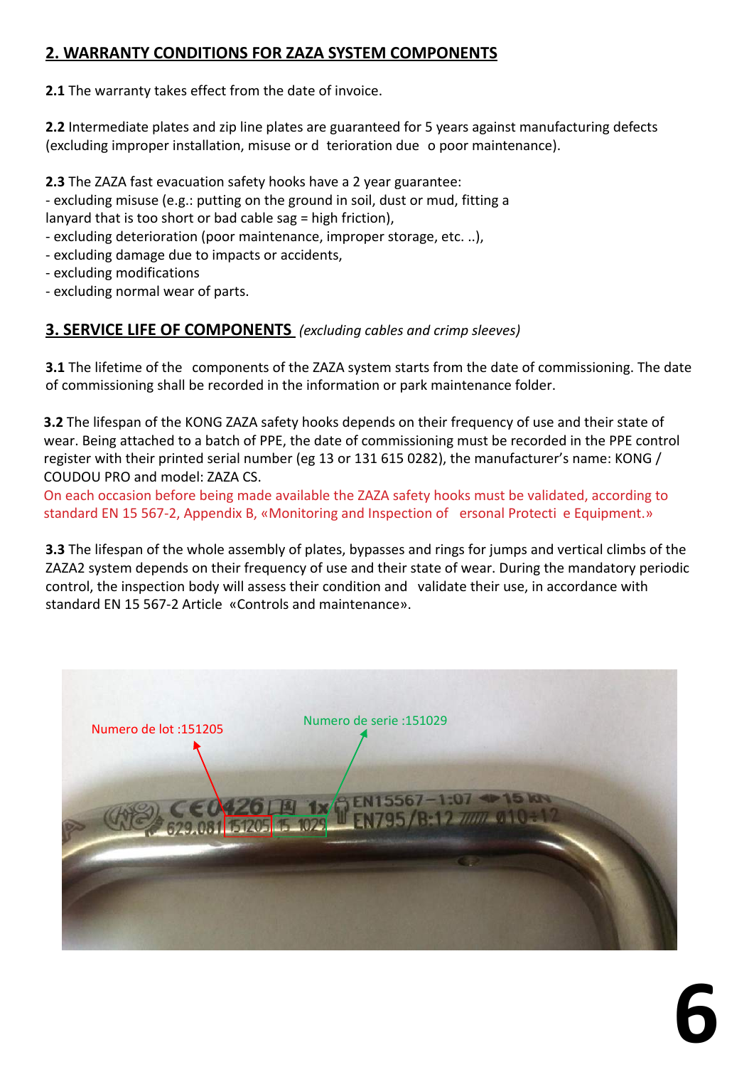## 2. WARRANTY CONDITIONS FOR ZAZA SYSTEM COMPONENTS

**2.1** The warranty takes effect from the date of invoice.

**2.2** Intermediate plates and zip line plates are guaranteed for 5 years against manufacturing defects (excluding improper installation, misuse or d terioration due o poor maintenance).

**2.3** The ZAZA fast evacuation safety hooks have a 2 year guarantee:
- excluding misuse (e.g.: putting on the ground in soil, dust or mud, fitting a lanyard that is too short or bad cable sag = high friction),
- excluding deterioration (poor maintenance, improper storage, etc. ..),
- excluding damage due to impacts or accidents,
- excluding modifications
- excluding normal wear of parts.

## 3. SERVICE LIFE OF COMPONENTS *(excluding cables and crimp sleeves)*

**3.1** The lifetime of the components of the ZAZA system starts from the date of commissioning. The date of commissioning shall be recorded in the information or park maintenance folder.

**3.2** The lifespan of the KONG ZAZA safety hooks depends on their frequency of use and their state of wear. Being attached to a batch of PPE, the date of commissioning must be recorded in the PPE control register with their printed serial number (eg 13 or 131 615 0282), the manufacturer's name: KONG / COUDOU PRO and model: ZAZA CS.
On each occasion before being made available the ZAZA safety hooks must be validated, according to standard EN 15 567-2, Appendix B, «Monitoring and Inspection of ersonal Protecti e Equipment.»

**3.3** The lifespan of the whole assembly of plates, bypasses and rings for jumps and vertical climbs of the ZAZA2 system depends on their frequency of use and their state of wear. During the mandatory periodic control, the inspection body will assess their condition and validate their use, in accordance with standard EN 15 567-2 Article «Controls and maintenance».

Numero de lot :151205

Numero de serie :151029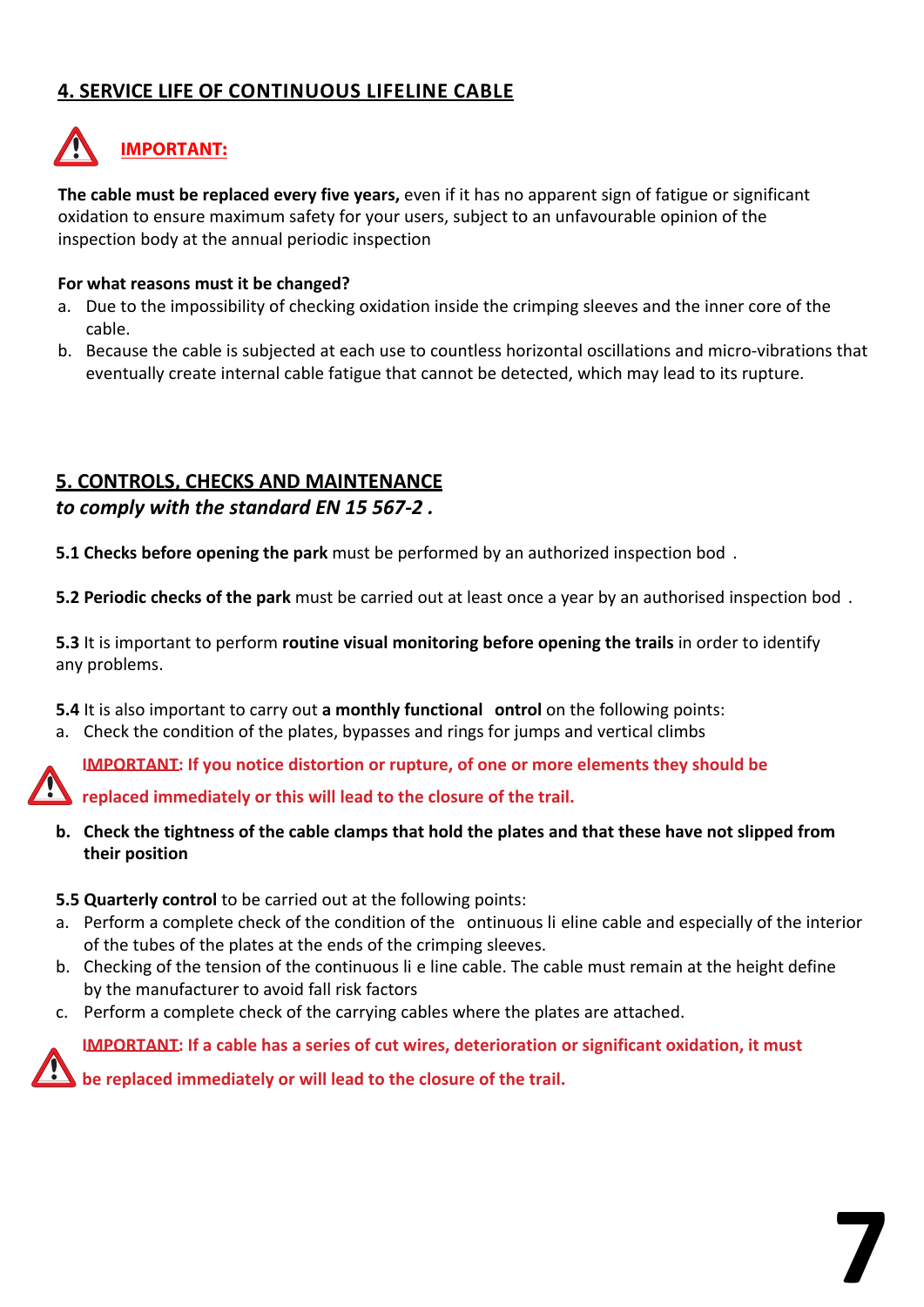## 4. SERVICE LIFE OF CONTINUOUS LIFELINE CABLE

**IMPORTANT:**

**The cable must be replaced every five years,** even if it has no apparent sign of fatigue or significant oxidation to ensure maximum safety for your users, subject to an unfavourable opinion of the inspection body at the annual periodic inspection

**For what reasons must it be changed?**

a. Due to the impossibility of checking oxidation inside the crimping sleeves and the inner core of the cable.
b. Because the cable is subjected at each use to countless horizontal oscillations and micro-vibrations that eventually create internal cable fatigue that cannot be detected, which may lead to its rupture.

## 5. CONTROLS, CHECKS AND MAINTENANCE

***to comply with the standard EN 15 567-2 .***

**5.1 Checks before opening the park** must be performed by an authorized inspection bod .

**5.2 Periodic checks of the park** must be carried out at least once a year by an authorised inspection bod .

**5.3** It is important to perform **routine visual monitoring before opening the trails** in order to identify any problems.

**5.4** It is also important to carry out **a monthly functional ontrol** on the following points:

a. Check the condition of the plates, bypasses and rings for jumps and vertical climbs

**IMPORTANT: If you notice distortion or rupture, of one or more elements they should be replaced immediately or this will lead to the closure of the trail.**

b. **Check the tightness of the cable clamps that hold the plates and that these have not slipped from their position**

**5.5 Quarterly control** to be carried out at the following points:

a. Perform a complete check of the condition of the ontinuous li eline cable and especially of the interior of the tubes of the plates at the ends of the crimping sleeves.
b. Checking of the tension of the continuous li e line cable. The cable must remain at the height define by the manufacturer to avoid fall risk factors
c. Perform a complete check of the carrying cables where the plates are attached.

**IMPORTANT: If a cable has a series of cut wires, deterioration or significant oxidation, it must be replaced immediately or will lead to the closure of the trail.**